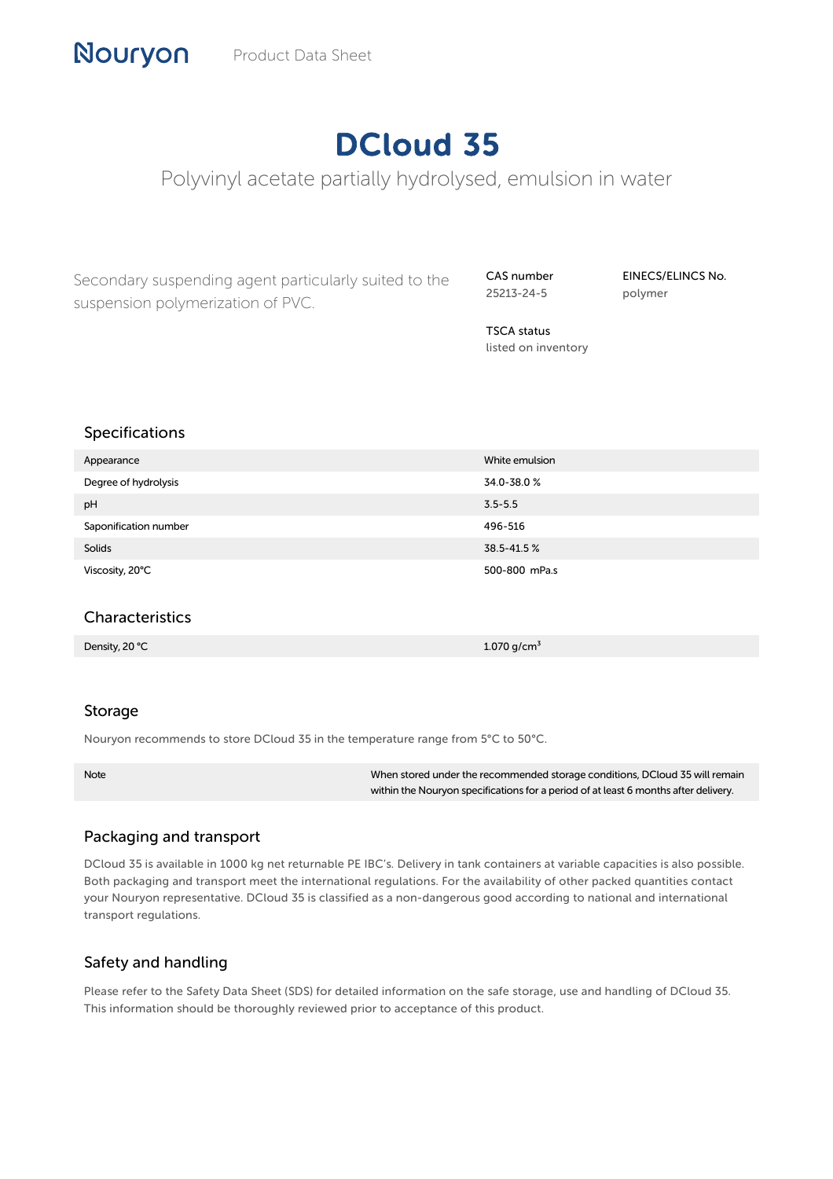Nouryon Product Data Sheet

# DCloud 35

Polyvinyl acetate partially hydrolysed, emulsion in water

Secondary suspending agent particularly suited to the suspension polymerization of PVC.

**CAS number**
25213-24-5

**EINECS/ELINCS No.**
polymer

**TSCA status**
listed on inventory

## Specifications

| | |
|---|---|
| Appearance | White emulsion |
| Degree of hydrolysis | 34.0-38.0 % |
| pH | 3.5-5.5 |
| Saponification number | 496-516 |
| Solids | 38.5-41.5 % |
| Viscosity, 20°C | 500-800 mPa.s |

## Characteristics

| | |
|---|---|
| Density, 20 °C | 1.070 g/cm$^3$ |

## Storage

Nouryon recommends to store DCloud 35 in the temperature range from 5°C to 50°C.

| | |
|---|---|
| Note | When stored under the recommended storage conditions, DCloud 35 will remain within the Nouryon specifications for a period of at least 6 months after delivery. |

## Packaging and transport

DCloud 35 is available in 1000 kg net returnable PE IBC's. Delivery in tank containers at variable capacities is also possible. Both packaging and transport meet the international regulations. For the availability of other packed quantities contact your Nouryon representative. DCloud 35 is classified as a non-dangerous good according to national and international transport regulations.

## Safety and handling

Please refer to the Safety Data Sheet (SDS) for detailed information on the safe storage, use and handling of DCloud 35. This information should be thoroughly reviewed prior to acceptance of this product.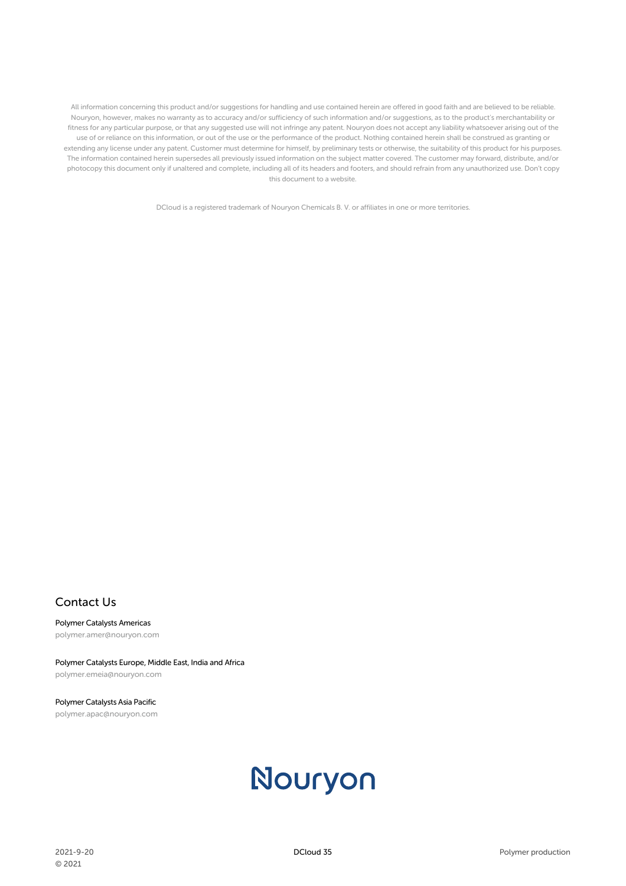All information concerning this product and/or suggestions for handling and use contained herein are offered in good faith and are believed to be reliable. Nouryon, however, makes no warranty as to accuracy and/or sufficiency of such information and/or suggestions, as to the product's merchantability or fitness for any particular purpose, or that any suggested use will not infringe any patent. Nouryon does not accept any liability whatsoever arising out of the use of or reliance on this information, or out of the use or the performance of the product. Nothing contained herein shall be construed as granting or extending any license under any patent. Customer must determine for himself, by preliminary tests or otherwise, the suitability of this product for his purposes. The information contained herein supersedes all previously issued information on the subject matter covered. The customer may forward, distribute, and/or photocopy this document only if unaltered and complete, including all of its headers and footers, and should refrain from any unauthorized use. Don't copy this document to a website.

DCloud is a registered trademark of Nouryon Chemicals B. V. or affiliates in one or more territories.

## Contact Us

Polymer Catalysts Americas
polymer.amer@nouryon.com

Polymer Catalysts Europe, Middle East, India and Africa
polymer.emeia@nouryon.com

Polymer Catalysts Asia Pacific
polymer.apac@nouryon.com

Nouryon

2021-9-20
© 2021